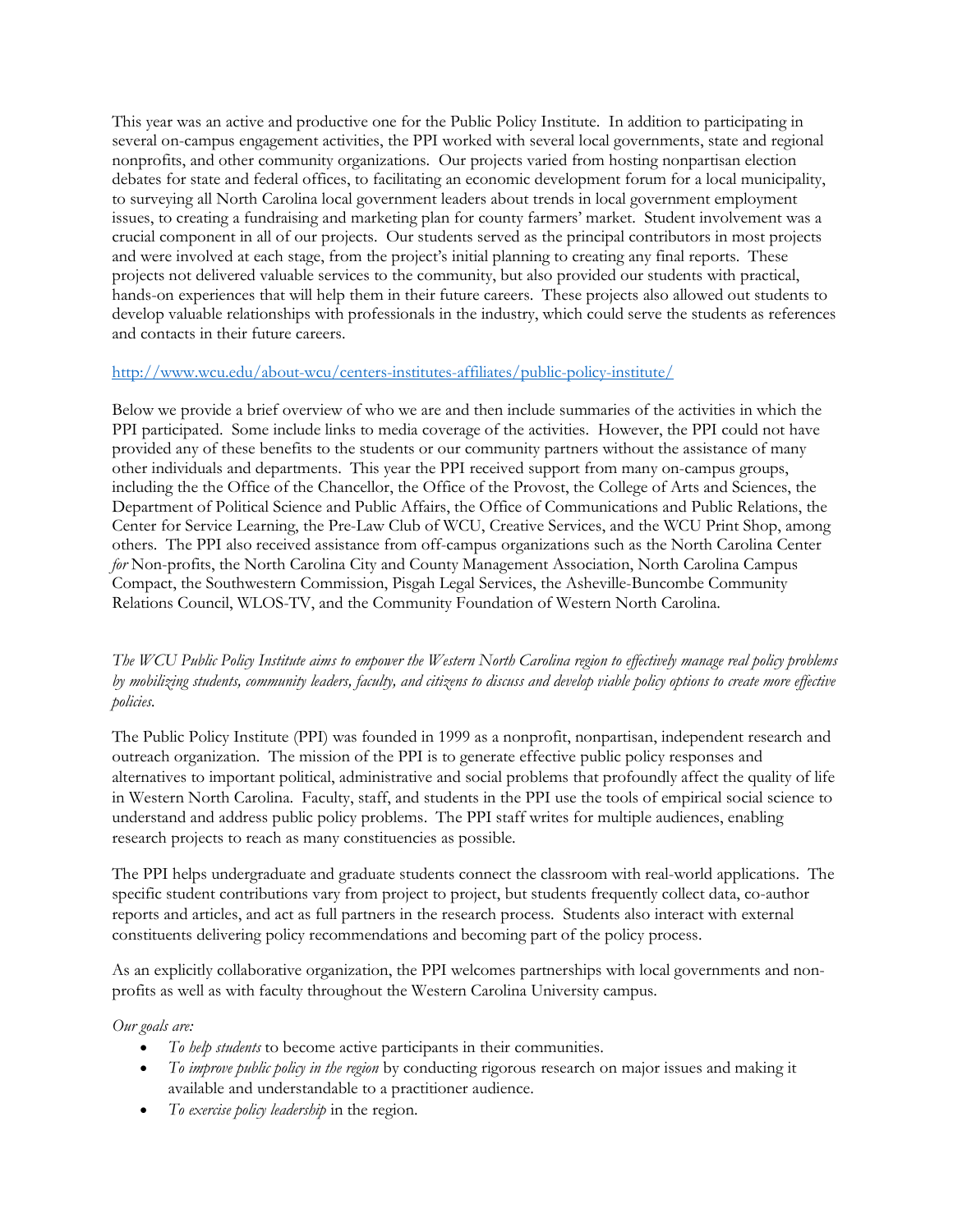This year was an active and productive one for the Public Policy Institute. In addition to participating in several on-campus engagement activities, the PPI worked with several local governments, state and regional nonprofits, and other community organizations. Our projects varied from hosting nonpartisan election debates for state and federal offices, to facilitating an economic development forum for a local municipality, to surveying all North Carolina local government leaders about trends in local government employment issues, to creating a fundraising and marketing plan for county farmers' market. Student involvement was a crucial component in all of our projects. Our students served as the principal contributors in most projects and were involved at each stage, from the project's initial planning to creating any final reports. These projects not delivered valuable services to the community, but also provided our students with practical, hands-on experiences that will help them in their future careers. These projects also allowed out students to develop valuable relationships with professionals in the industry, which could serve the students as references and contacts in their future careers.

http://www.wcu.edu/about-wcu/centers-institutes-affiliates/public-policy-institute/

Below we provide a brief overview of who we are and then include summaries of the activities in which the PPI participated. Some include links to media coverage of the activities. However, the PPI could not have provided any of these benefits to the students or our community partners without the assistance of many other individuals and departments. This year the PPI received support from many on-campus groups, including the the Office of the Chancellor, the Office of the Provost, the College of Arts and Sciences, the Department of Political Science and Public Affairs, the Office of Communications and Public Relations, the Center for Service Learning, the Pre-Law Club of WCU, Creative Services, and the WCU Print Shop, among others. The PPI also received assistance from off-campus organizations such as the North Carolina Center *for* Non-profits, the North Carolina City and County Management Association, North Carolina Campus Compact, the Southwestern Commission, Pisgah Legal Services, the Asheville-Buncombe Community Relations Council, WLOS-TV, and the Community Foundation of Western North Carolina.

*The WCU Public Policy Institute aims to empower the Western North Carolina region to effectively manage real policy problems by mobilizing students, community leaders, faculty, and citizens to discuss and develop viable policy options to create more effective policies.*

The Public Policy Institute (PPI) was founded in 1999 as a nonprofit, nonpartisan, independent research and outreach organization. The mission of the PPI is to generate effective public policy responses and alternatives to important political, administrative and social problems that profoundly affect the quality of life in Western North Carolina. Faculty, staff, and students in the PPI use the tools of empirical social science to understand and address public policy problems. The PPI staff writes for multiple audiences, enabling research projects to reach as many constituencies as possible.

The PPI helps undergraduate and graduate students connect the classroom with real-world applications. The specific student contributions vary from project to project, but students frequently collect data, co-author reports and articles, and act as full partners in the research process. Students also interact with external constituents delivering policy recommendations and becoming part of the policy process.

As an explicitly collaborative organization, the PPI welcomes partnerships with local governments and non-profits as well as with faculty throughout the Western Carolina University campus.

*Our goals are:*

- *To help students* to become active participants in their communities.
- *To improve public policy in the region* by conducting rigorous research on major issues and making it available and understandable to a practitioner audience.
- *To exercise policy leadership* in the region.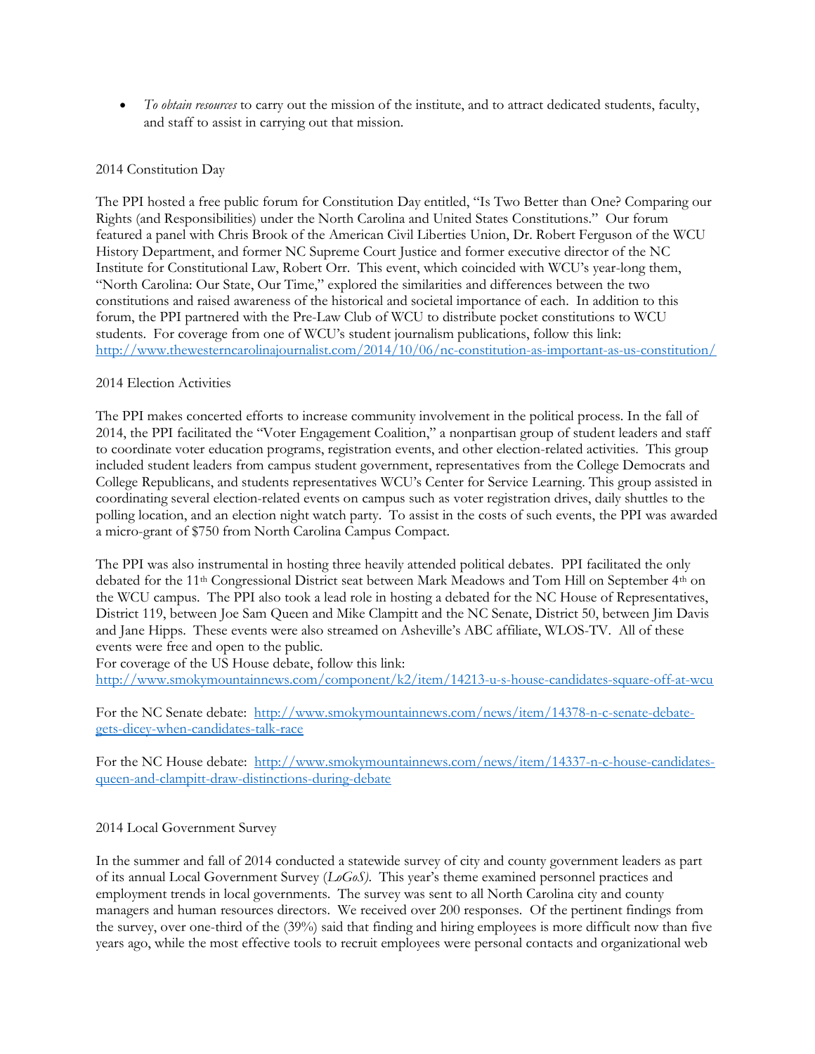- *To obtain resources* to carry out the mission of the institute, and to attract dedicated students, faculty, and staff to assist in carrying out that mission.

2014 Constitution Day

The PPI hosted a free public forum for Constitution Day entitled, "Is Two Better than One? Comparing our Rights (and Responsibilities) under the North Carolina and United States Constitutions." Our forum featured a panel with Chris Brook of the American Civil Liberties Union, Dr. Robert Ferguson of the WCU History Department, and former NC Supreme Court Justice and former executive director of the NC Institute for Constitutional Law, Robert Orr. This event, which coincided with WCU's year-long them, "North Carolina: Our State, Our Time," explored the similarities and differences between the two constitutions and raised awareness of the historical and societal importance of each. In addition to this forum, the PPI partnered with the Pre-Law Club of WCU to distribute pocket constitutions to WCU students. For coverage from one of WCU's student journalism publications, follow this link: http://www.thewesterncarolinajournalist.com/2014/10/06/nc-constitution-as-important-as-us-constitution/

2014 Election Activities

The PPI makes concerted efforts to increase community involvement in the political process. In the fall of 2014, the PPI facilitated the "Voter Engagement Coalition," a nonpartisan group of student leaders and staff to coordinate voter education programs, registration events, and other election-related activities. This group included student leaders from campus student government, representatives from the College Democrats and College Republicans, and students representatives WCU's Center for Service Learning. This group assisted in coordinating several election-related events on campus such as voter registration drives, daily shuttles to the polling location, and an election night watch party. To assist in the costs of such events, the PPI was awarded a micro-grant of $750 from North Carolina Campus Compact.

The PPI was also instrumental in hosting three heavily attended political debates. PPI facilitated the only debated for the 11th Congressional District seat between Mark Meadows and Tom Hill on September 4th on the WCU campus. The PPI also took a lead role in hosting a debated for the NC House of Representatives, District 119, between Joe Sam Queen and Mike Clampitt and the NC Senate, District 50, between Jim Davis and Jane Hipps. These events were also streamed on Asheville's ABC affiliate, WLOS-TV. All of these events were free and open to the public.

For coverage of the US House debate, follow this link: http://www.smokymountainnews.com/component/k2/item/14213-u-s-house-candidates-square-off-at-wcu

For the NC Senate debate: http://www.smokymountainnews.com/news/item/14378-n-c-senate-debate-gets-dicey-when-candidates-talk-race

For the NC House debate: http://www.smokymountainnews.com/news/item/14337-n-c-house-candidates-queen-and-clampitt-draw-distinctions-during-debate

2014 Local Government Survey

In the summer and fall of 2014 conducted a statewide survey of city and county government leaders as part of its annual Local Government Survey (*LoGoS)*. This year's theme examined personnel practices and employment trends in local governments. The survey was sent to all North Carolina city and county managers and human resources directors. We received over 200 responses. Of the pertinent findings from the survey, over one-third of the (39%) said that finding and hiring employees is more difficult now than five years ago, while the most effective tools to recruit employees were personal contacts and organizational web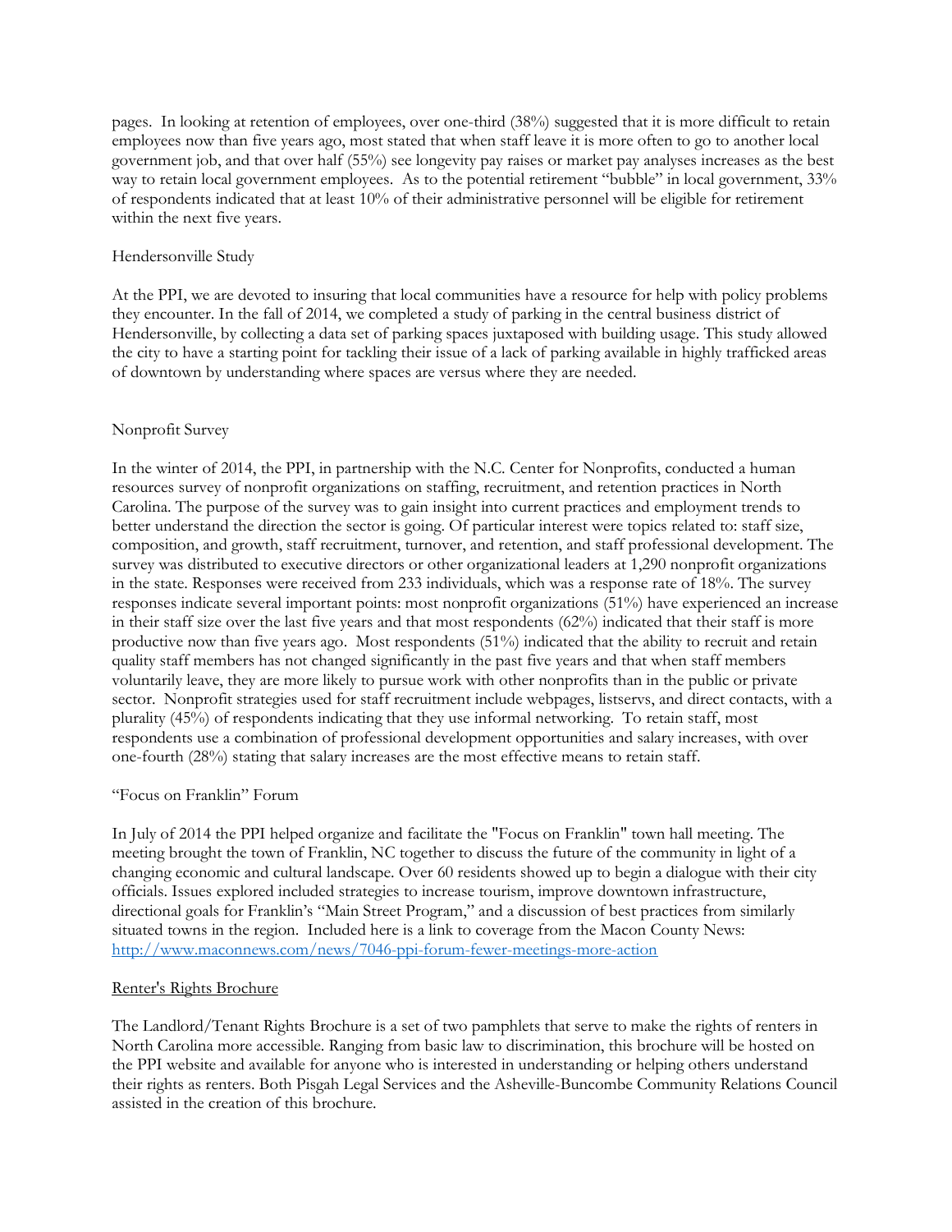pages. In looking at retention of employees, over one-third (38%) suggested that it is more difficult to retain employees now than five years ago, most stated that when staff leave it is more often to go to another local government job, and that over half (55%) see longevity pay raises or market pay analyses increases as the best way to retain local government employees. As to the potential retirement "bubble" in local government, 33% of respondents indicated that at least 10% of their administrative personnel will be eligible for retirement within the next five years.

### Hendersonville Study

At the PPI, we are devoted to insuring that local communities have a resource for help with policy problems they encounter. In the fall of 2014, we completed a study of parking in the central business district of Hendersonville, by collecting a data set of parking spaces juxtaposed with building usage. This study allowed the city to have a starting point for tackling their issue of a lack of parking available in highly trafficked areas of downtown by understanding where spaces are versus where they are needed.

### Nonprofit Survey

In the winter of 2014, the PPI, in partnership with the N.C. Center for Nonprofits, conducted a human resources survey of nonprofit organizations on staffing, recruitment, and retention practices in North Carolina. The purpose of the survey was to gain insight into current practices and employment trends to better understand the direction the sector is going. Of particular interest were topics related to: staff size, composition, and growth, staff recruitment, turnover, and retention, and staff professional development. The survey was distributed to executive directors or other organizational leaders at 1,290 nonprofit organizations in the state. Responses were received from 233 individuals, which was a response rate of 18%. The survey responses indicate several important points: most nonprofit organizations (51%) have experienced an increase in their staff size over the last five years and that most respondents (62%) indicated that their staff is more productive now than five years ago. Most respondents (51%) indicated that the ability to recruit and retain quality staff members has not changed significantly in the past five years and that when staff members voluntarily leave, they are more likely to pursue work with other nonprofits than in the public or private sector. Nonprofit strategies used for staff recruitment include webpages, listservs, and direct contacts, with a plurality (45%) of respondents indicating that they use informal networking. To retain staff, most respondents use a combination of professional development opportunities and salary increases, with over one-fourth (28%) stating that salary increases are the most effective means to retain staff.

### "Focus on Franklin" Forum

In July of 2014 the PPI helped organize and facilitate the "Focus on Franklin" town hall meeting. The meeting brought the town of Franklin, NC together to discuss the future of the community in light of a changing economic and cultural landscape. Over 60 residents showed up to begin a dialogue with their city officials. Issues explored included strategies to increase tourism, improve downtown infrastructure, directional goals for Franklin's "Main Street Program," and a discussion of best practices from similarly situated towns in the region. Included here is a link to coverage from the Macon County News: [http://www.maconnews.com/news/7046-ppi-forum-fewer-meetings-more-action](http://www.maconnews.com/news/7046-ppi-forum-fewer-meetings-more-action)

### Renter's Rights Brochure

The Landlord/Tenant Rights Brochure is a set of two pamphlets that serve to make the rights of renters in North Carolina more accessible. Ranging from basic law to discrimination, this brochure will be hosted on the PPI website and available for anyone who is interested in understanding or helping others understand their rights as renters. Both Pisgah Legal Services and the Asheville-Buncombe Community Relations Council assisted in the creation of this brochure.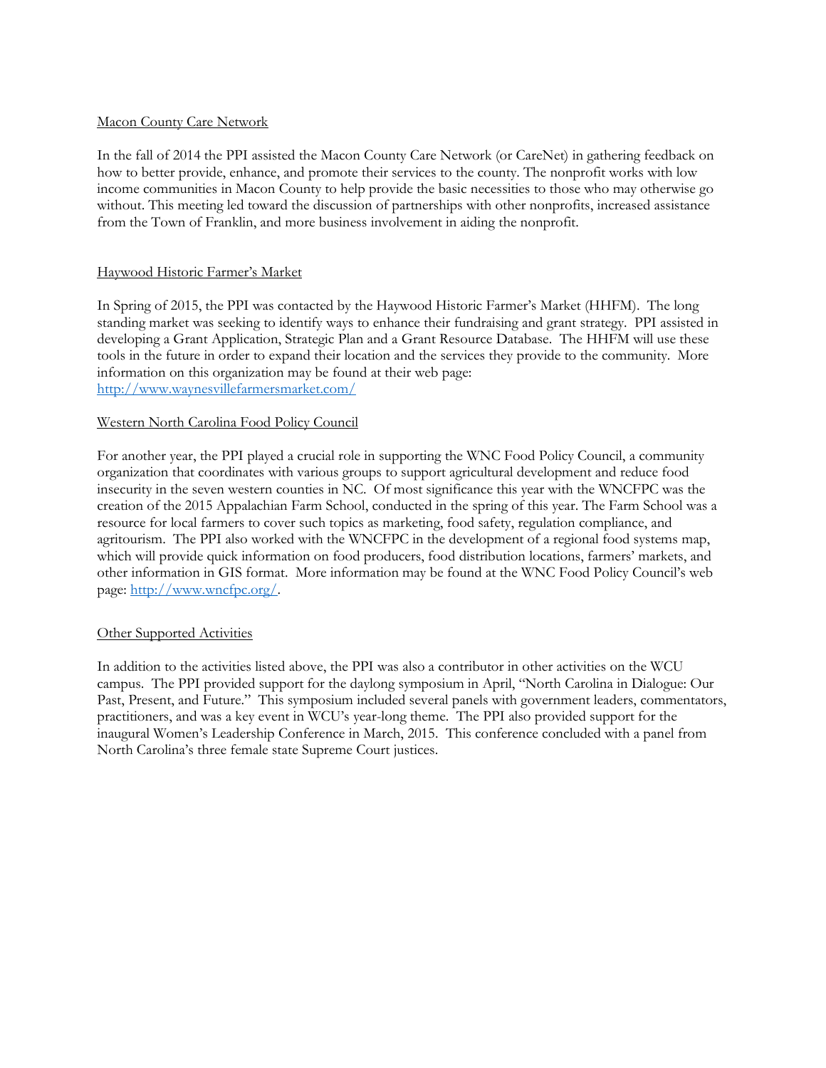<u>Macon County Care Network</u>

In the fall of 2014 the PPI assisted the Macon County Care Network (or CareNet) in gathering feedback on how to better provide, enhance, and promote their services to the county. The nonprofit works with low income communities in Macon County to help provide the basic necessities to those who may otherwise go without. This meeting led toward the discussion of partnerships with other nonprofits, increased assistance from the Town of Franklin, and more business involvement in aiding the nonprofit.

<u>Haywood Historic Farmer's Market</u>

In Spring of 2015, the PPI was contacted by the Haywood Historic Farmer's Market (HHFM). The long standing market was seeking to identify ways to enhance their fundraising and grant strategy. PPI assisted in developing a Grant Application, Strategic Plan and a Grant Resource Database. The HHFM will use these tools in the future in order to expand their location and the services they provide to the community. More information on this organization may be found at their web page: [http://www.waynesvillefarmersmarket.com/](http://www.waynesvillefarmersmarket.com/)

<u>Western North Carolina Food Policy Council</u>

For another year, the PPI played a crucial role in supporting the WNC Food Policy Council, a community organization that coordinates with various groups to support agricultural development and reduce food insecurity in the seven western counties in NC. Of most significance this year with the WNCFPC was the creation of the 2015 Appalachian Farm School, conducted in the spring of this year. The Farm School was a resource for local farmers to cover such topics as marketing, food safety, regulation compliance, and agritourism. The PPI also worked with the WNCFPC in the development of a regional food systems map, which will provide quick information on food producers, food distribution locations, farmers' markets, and other information in GIS format. More information may be found at the WNC Food Policy Council's web page: [http://www.wncfpc.org/](http://www.wncfpc.org/).

<u>Other Supported Activities</u>

In addition to the activities listed above, the PPI was also a contributor in other activities on the WCU campus. The PPI provided support for the daylong symposium in April, "North Carolina in Dialogue: Our Past, Present, and Future." This symposium included several panels with government leaders, commentators, practitioners, and was a key event in WCU's year-long theme. The PPI also provided support for the inaugural Women's Leadership Conference in March, 2015. This conference concluded with a panel from North Carolina's three female state Supreme Court justices.